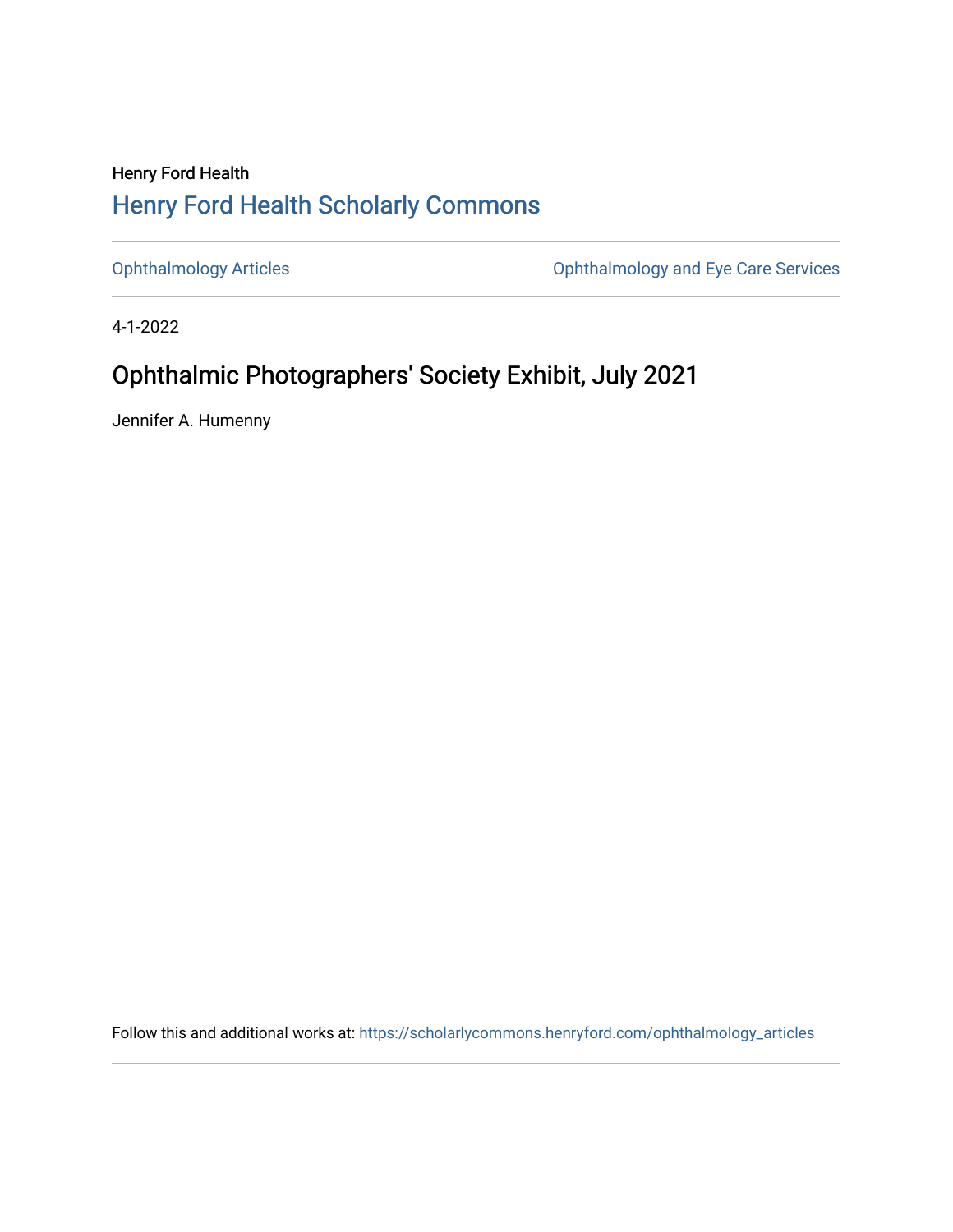Henry Ford Health

[Henry Ford Health Scholarly Commons](https://scholarlycommons.henryford.com)

[Ophthalmology Articles](https://scholarlycommons.henryford.com/ophthalmology_articles) | [Ophthalmology and Eye Care Services](https://scholarlycommons.henryford.com)

4-1-2022

# Ophthalmic Photographers' Society Exhibit, July 2021

Jennifer A. Humenny

Follow this and additional works at: https://scholarlycommons.henryford.com/ophthalmology_articles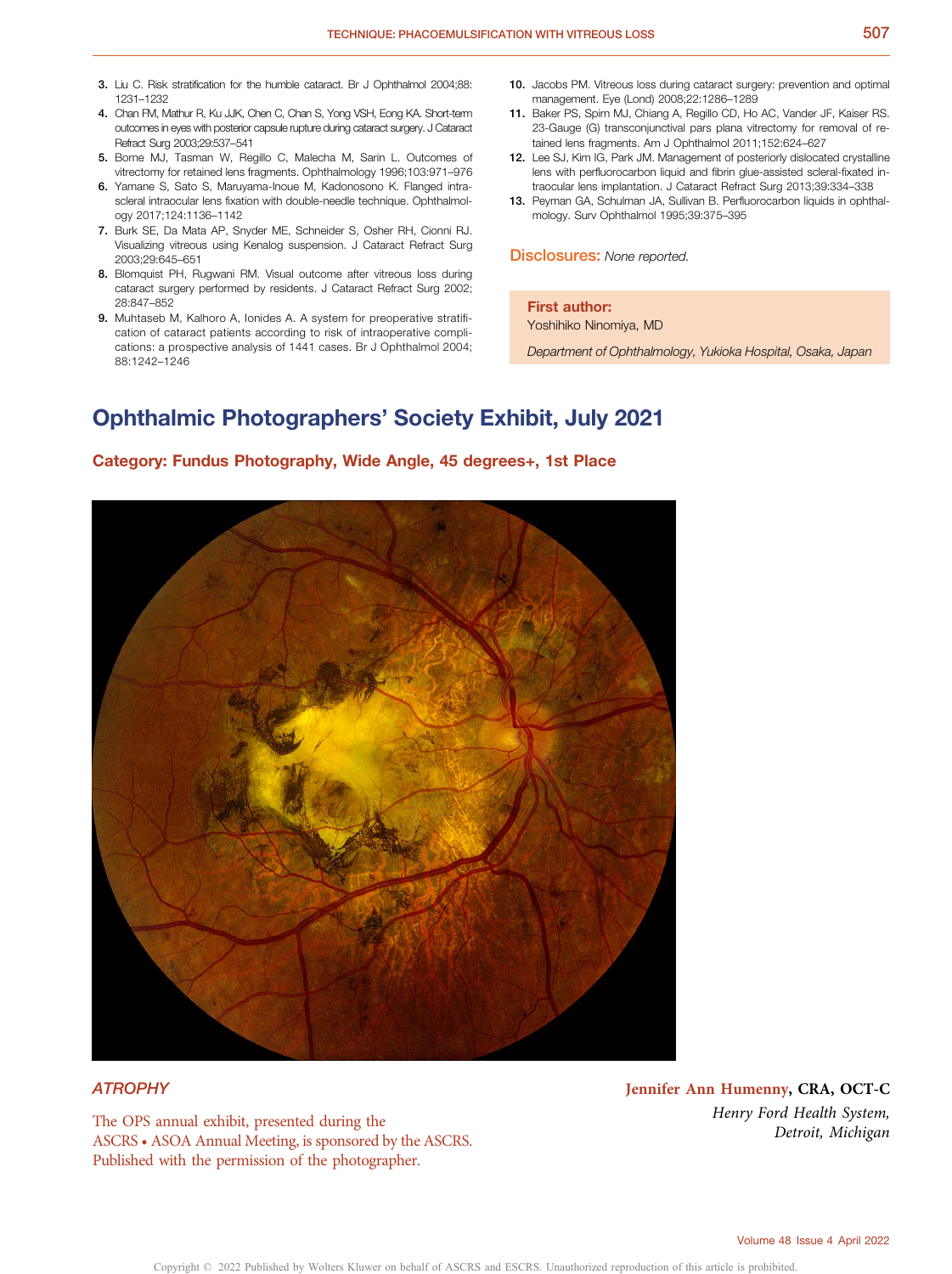3. Liu C. Risk stratification for the humble cataract. Br J Ophthalmol 2004;88:1231–1232
4. Chan FM, Mathur R, Ku JJK, Chen C, Chan S, Yong VSH, Eong KA. Short-term outcomes in eyes with posterior capsule rupture during cataract surgery. J Cataract Refract Surg 2003;29:537–541
5. Borne MJ, Tasman W, Regillo C, Malecha M, Sarin L. Outcomes of vitrectomy for retained lens fragments. Ophthalmology 1996;103:971–976
6. Yamane S, Sato S, Maruyama-Inoue M, Kadonosono K. Flanged intrascleral intraocular lens fixation with double-needle technique. Ophthalmology 2017;124:1136–1142
7. Burk SE, Da Mata AP, Snyder ME, Schneider S, Osher RH, Cionni RJ. Visualizing vitreous using Kenalog suspension. J Cataract Refract Surg 2003;29:645–651
8. Blomquist PH, Rugwani RM. Visual outcome after vitreous loss during cataract surgery performed by residents. J Cataract Refract Surg 2002;28:847–852
9. Muhtaseb M, Kalhoro A, Ionides A. A system for preoperative stratification of cataract patients according to risk of intraoperative complications: a prospective analysis of 1441 cases. Br J Ophthalmol 2004;88:1242–1246
10. Jacobs PM. Vitreous loss during cataract surgery: prevention and optimal management. Eye (Lond) 2008;22:1286–1289
11. Baker PS, Spirn MJ, Chiang A, Regillo CD, Ho AC, Vander JF, Kaiser RS. 23-Gauge (G) transconjunctival pars plana vitrectomy for removal of retained lens fragments. Am J Ophthalmol 2011;152:624–627
12. Lee SJ, Kim IG, Park JM. Management of posteriorly dislocated crystalline lens with perfluorocarbon liquid and fibrin glue-assisted scleral-fixated intraocular lens implantation. J Cataract Refract Surg 2013;39:334–338
13. Peyman GA, Schulman JA, Sullivan B. Perfluorocarbon liquids in ophthalmology. Surv Ophthalmol 1995;39:375–395

**Disclosures:** *None reported.*

**First author:**
Yoshihiko Ninomiya, MD

*Department of Ophthalmology, Yukioka Hospital, Osaka, Japan*

# Ophthalmic Photographers' Society Exhibit, July 2021

## Category: Fundus Photography, Wide Angle, 45 degrees+, 1st Place

***ATROPHY***

**Jennifer Ann Humenny, CRA, OCT-C**
*Henry Ford Health System, Detroit, Michigan*

The OPS annual exhibit, presented during the ASCRS • ASOA Annual Meeting, is sponsored by the ASCRS. Published with the permission of the photographer.